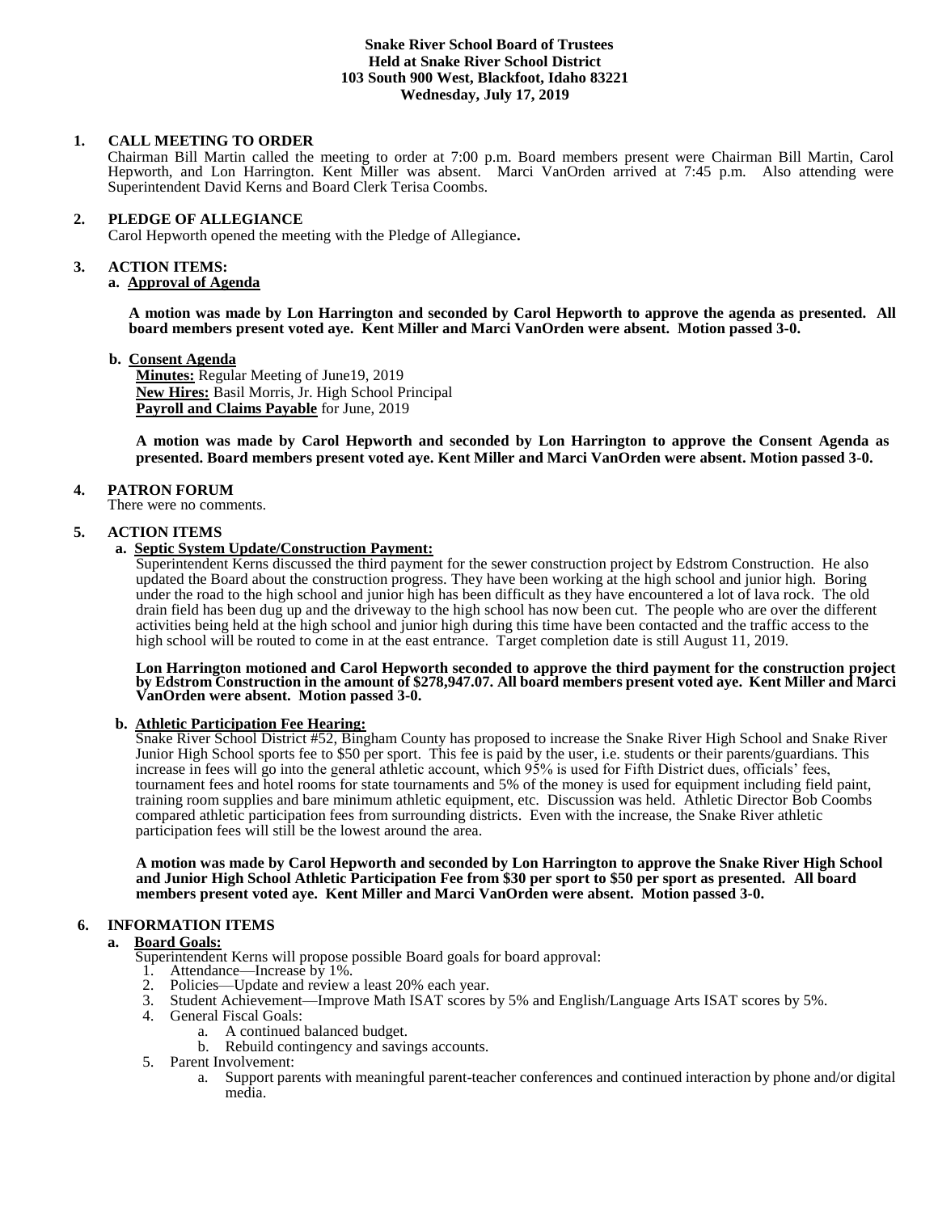**Snake River School Board of Trustees**
**Held at Snake River School District**
**103 South 900 West, Blackfoot, Idaho 83221**
**Wednesday, July 17, 2019**

## 1. CALL MEETING TO ORDER

Chairman Bill Martin called the meeting to order at 7:00 p.m. Board members present were Chairman Bill Martin, Carol Hepworth, and Lon Harrington. Kent Miller was absent. Marci VanOrden arrived at 7:45 p.m. Also attending were Superintendent David Kerns and Board Clerk Terisa Coombs.

## 2. PLEDGE OF ALLEGIANCE

Carol Hepworth opened the meeting with the Pledge of Allegiance**.**

## 3. ACTION ITEMS:

### a. Approval of Agenda

**A motion was made by Lon Harrington and seconded by Carol Hepworth to approve the agenda as presented. All board members present voted aye. Kent Miller and Marci VanOrden were absent. Motion passed 3-0.**

### b. Consent Agenda

**Minutes:** Regular Meeting of June19, 2019
**New Hires:** Basil Morris, Jr. High School Principal
**Payroll and Claims Payable** for June, 2019

**A motion was made by Carol Hepworth and seconded by Lon Harrington to approve the Consent Agenda as presented. Board members present voted aye. Kent Miller and Marci VanOrden were absent. Motion passed 3-0.**

## 4. PATRON FORUM

There were no comments.

## 5. ACTION ITEMS

### a. Septic System Update/Construction Payment:

Superintendent Kerns discussed the third payment for the sewer construction project by Edstrom Construction. He also updated the Board about the construction progress. They have been working at the high school and junior high. Boring under the road to the high school and junior high has been difficult as they have encountered a lot of lava rock. The old drain field has been dug up and the driveway to the high school has now been cut. The people who are over the different activities being held at the high school and junior high during this time have been contacted and the traffic access to the high school will be routed to come in at the east entrance. Target completion date is still August 11, 2019.

**Lon Harrington motioned and Carol Hepworth seconded to approve the third payment for the construction project by Edstrom Construction in the amount of $278,947.07. All board members present voted aye. Kent Miller and Marci VanOrden were absent. Motion passed 3-0.**

### b. Athletic Participation Fee Hearing:

Snake River School District #52, Bingham County has proposed to increase the Snake River High School and Snake River Junior High School sports fee to $50 per sport. This fee is paid by the user, i.e. students or their parents/guardians. This increase in fees will go into the general athletic account, which 95% is used for Fifth District dues, officials' fees, tournament fees and hotel rooms for state tournaments and 5% of the money is used for equipment including field paint, training room supplies and bare minimum athletic equipment, etc. Discussion was held. Athletic Director Bob Coombs compared athletic participation fees from surrounding districts. Even with the increase, the Snake River athletic participation fees will still be the lowest around the area.

**A motion was made by Carol Hepworth and seconded by Lon Harrington to approve the Snake River High School and Junior High School Athletic Participation Fee from $30 per sport to $50 per sport as presented. All board members present voted aye. Kent Miller and Marci VanOrden were absent. Motion passed 3-0.**

## 6. INFORMATION ITEMS

### a. Board Goals:

Superintendent Kerns will propose possible Board goals for board approval:

1. Attendance—Increase by 1%.
2. Policies—Update and review a least 20% each year.
3. Student Achievement—Improve Math ISAT scores by 5% and English/Language Arts ISAT scores by 5%.
4. General Fiscal Goals:
   a. A continued balanced budget.
   b. Rebuild contingency and savings accounts.
5. Parent Involvement:
   a. Support parents with meaningful parent-teacher conferences and continued interaction by phone and/or digital media.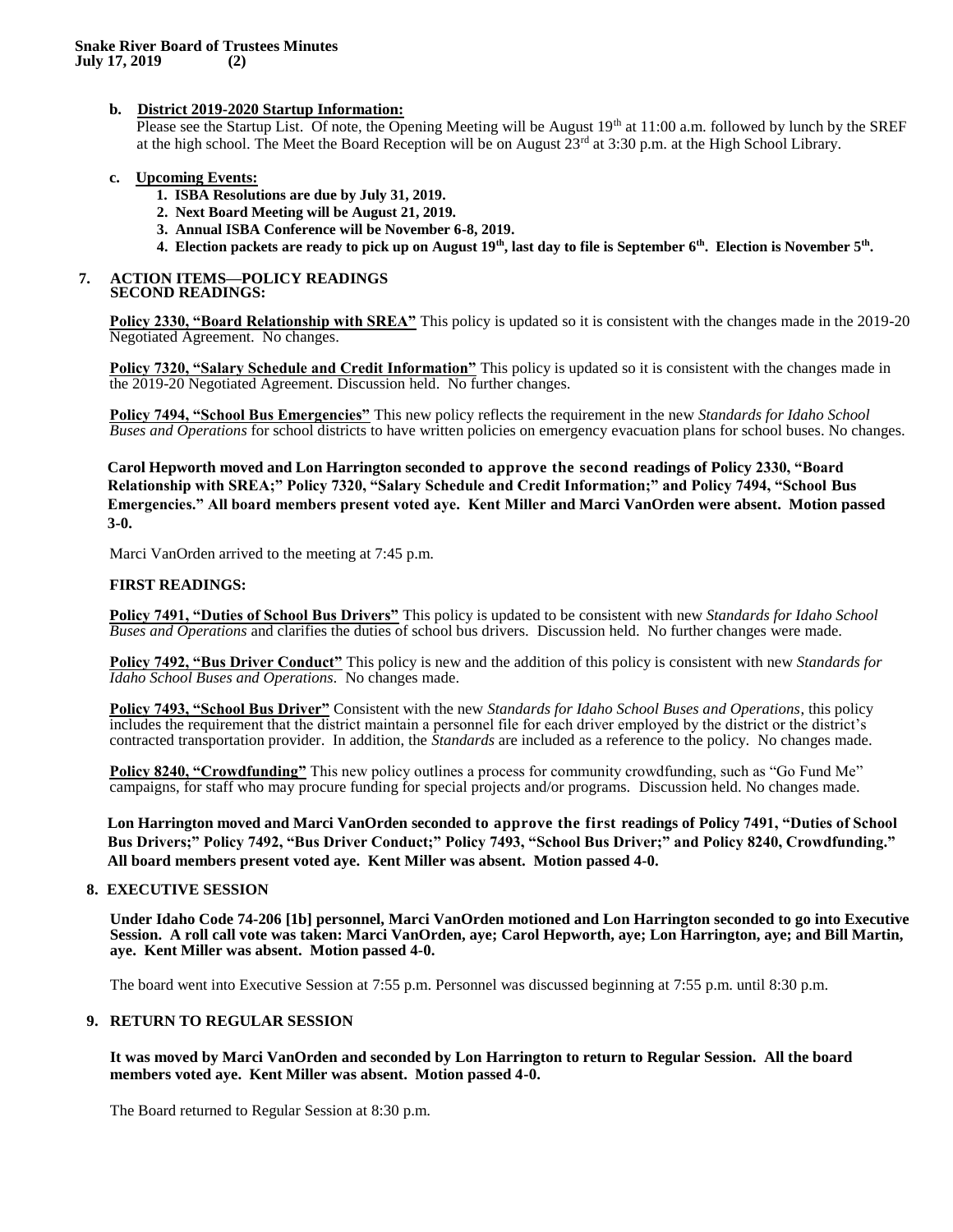**b. District 2019-2020 Startup Information:**

Please see the Startup List. Of note, the Opening Meeting will be August 19th at 11:00 a.m. followed by lunch by the SREF at the high school. The Meet the Board Reception will be on August 23rd at 3:30 p.m. at the High School Library.

**c. Upcoming Events:**

1. **ISBA Resolutions are due by July 31, 2019.**
2. **Next Board Meeting will be August 21, 2019.**
3. **Annual ISBA Conference will be November 6-8, 2019.**
4. **Election packets are ready to pick up on August 19th, last day to file is September 6th. Election is November 5th.**

## 7. ACTION ITEMS—POLICY READINGS

### SECOND READINGS:

**Policy 2330, "Board Relationship with SREA"** This policy is updated so it is consistent with the changes made in the 2019-20 Negotiated Agreement. No changes.

**Policy 7320, "Salary Schedule and Credit Information"** This policy is updated so it is consistent with the changes made in the 2019-20 Negotiated Agreement. Discussion held. No further changes.

**Policy 7494, "School Bus Emergencies"** This new policy reflects the requirement in the new *Standards for Idaho School Buses and Operations* for school districts to have written policies on emergency evacuation plans for school buses. No changes.

**Carol Hepworth moved and Lon Harrington seconded to approve the second readings of Policy 2330, "Board Relationship with SREA;" Policy 7320, "Salary Schedule and Credit Information;" and Policy 7494, "School Bus Emergencies." All board members present voted aye. Kent Miller and Marci VanOrden were absent. Motion passed 3-0.**

Marci VanOrden arrived to the meeting at 7:45 p.m.

### FIRST READINGS:

**Policy 7491, "Duties of School Bus Drivers"** This policy is updated to be consistent with new *Standards for Idaho School Buses and Operations* and clarifies the duties of school bus drivers. Discussion held. No further changes were made.

**Policy 7492, "Bus Driver Conduct"** This policy is new and the addition of this policy is consistent with new *Standards for Idaho School Buses and Operations*. No changes made.

**Policy 7493, "School Bus Driver"** Consistent with the new *Standards for Idaho School Buses and Operations*, this policy includes the requirement that the district maintain a personnel file for each driver employed by the district or the district's contracted transportation provider. In addition, the *Standards* are included as a reference to the policy. No changes made.

**Policy 8240, "Crowdfunding"** This new policy outlines a process for community crowdfunding, such as "Go Fund Me" campaigns, for staff who may procure funding for special projects and/or programs. Discussion held. No changes made.

**Lon Harrington moved and Marci VanOrden seconded to approve the first readings of Policy 7491, "Duties of School Bus Drivers;" Policy 7492, "Bus Driver Conduct;" Policy 7493, "School Bus Driver;" and Policy 8240, Crowdfunding." All board members present voted aye. Kent Miller was absent. Motion passed 4-0.**

## 8. EXECUTIVE SESSION

**Under Idaho Code 74-206 [1b] personnel, Marci VanOrden motioned and Lon Harrington seconded to go into Executive Session. A roll call vote was taken: Marci VanOrden, aye; Carol Hepworth, aye; Lon Harrington, aye; and Bill Martin, aye. Kent Miller was absent. Motion passed 4-0.**

The board went into Executive Session at 7:55 p.m. Personnel was discussed beginning at 7:55 p.m. until 8:30 p.m.

## 9. RETURN TO REGULAR SESSION

**It was moved by Marci VanOrden and seconded by Lon Harrington to return to Regular Session. All the board members voted aye. Kent Miller was absent. Motion passed 4-0.**

The Board returned to Regular Session at 8:30 p.m.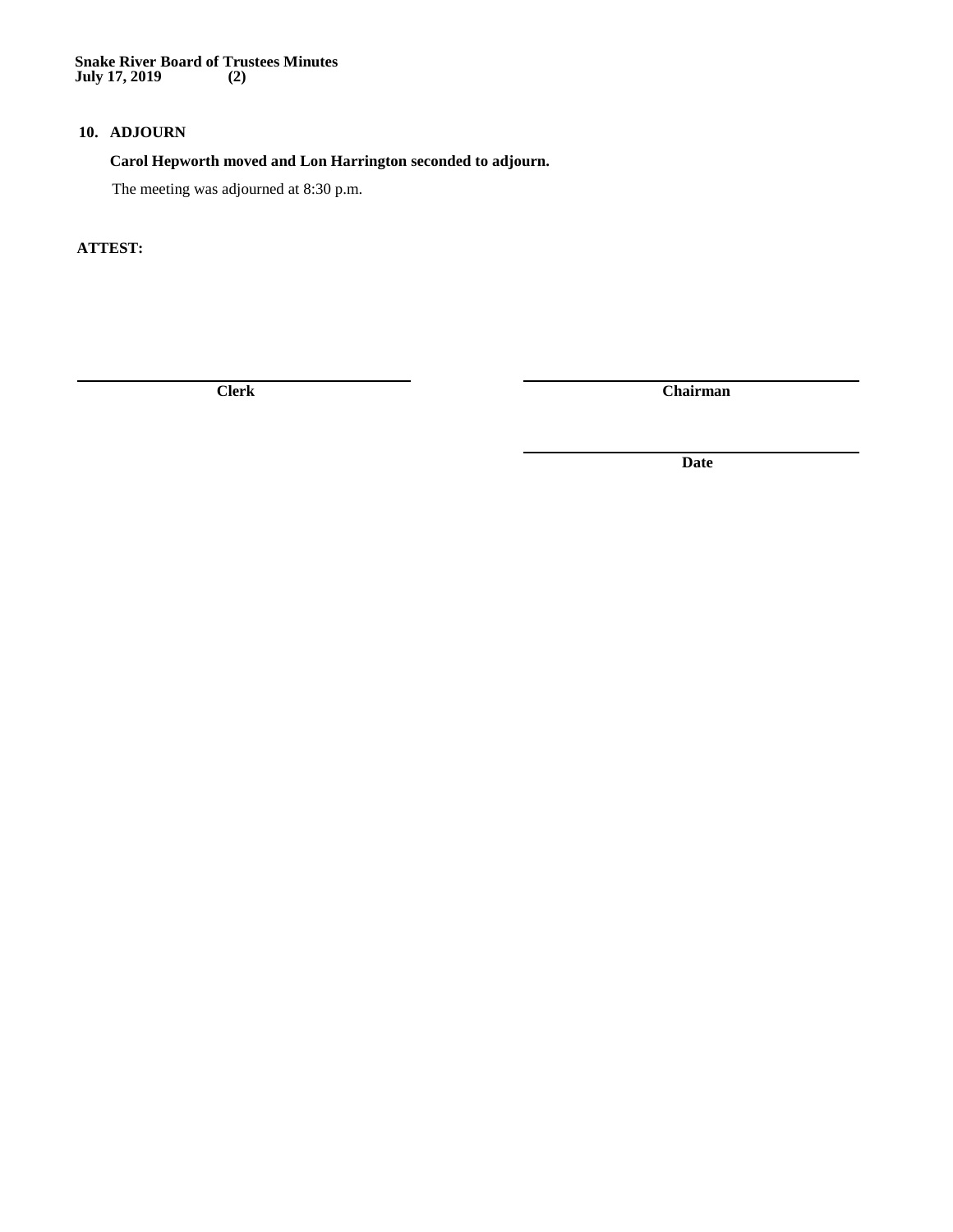## 10. ADJOURN

**Carol Hepworth moved and Lon Harrington seconded to adjourn.**

The meeting was adjourned at 8:30 p.m.

**ATTEST:**

______________________________ **Clerk**

______________________________ **Chairman**

______________________________ **Date**